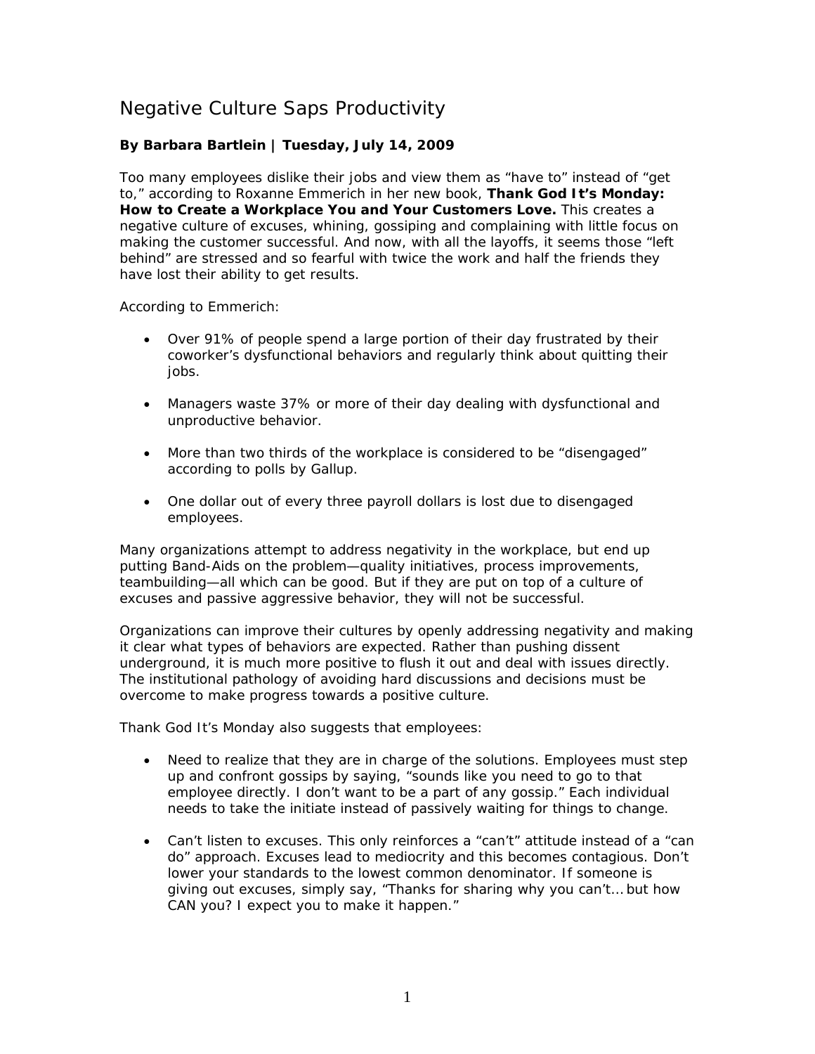# Negative Culture Saps Productivity

**By Barbara Bartlein | Tuesday, July 14, 2009**

Too many employees dislike their jobs and view them as "have to" instead of "get to," according to Roxanne Emmerich in her new book, **Thank God It's Monday: How to Create a Workplace You and Your Customers Love.** This creates a negative culture of excuses, whining, gossiping and complaining with little focus on making the customer successful. And now, with all the layoffs, it seems those "left behind" are stressed and so fearful with twice the work and half the friends they have lost their ability to get results.

According to Emmerich:

- Over 91% of people spend a large portion of their day frustrated by their coworker's dysfunctional behaviors and regularly think about quitting their jobs.
- Managers waste 37% or more of their day dealing with dysfunctional and unproductive behavior.
- More than two thirds of the workplace is considered to be "disengaged" according to polls by Gallup.
- One dollar out of every three payroll dollars is lost due to disengaged employees.

Many organizations attempt to address negativity in the workplace, but end up putting Band-Aids on the problem—quality initiatives, process improvements, teambuilding—all which can be good. But if they are put on top of a culture of excuses and passive aggressive behavior, they will not be successful.

Organizations can improve their cultures by openly addressing negativity and making it clear what types of behaviors are expected. Rather than pushing dissent underground, it is much more positive to flush it out and deal with issues directly. The institutional pathology of avoiding hard discussions and decisions must be overcome to make progress towards a positive culture.

Thank God It's Monday also suggests that employees:

- Need to realize that they are in charge of the solutions. Employees must step up and confront gossips by saying, "sounds like you need to go to that employee directly. I don't want to be a part of any gossip." Each individual needs to take the initiate instead of passively waiting for things to change.
- Can't listen to excuses. This only reinforces a "can't" attitude instead of a "can do" approach. Excuses lead to mediocrity and this becomes contagious. Don't lower your standards to the lowest common denominator. If someone is giving out excuses, simply say, "Thanks for sharing why you can't… but how CAN you? I expect you to make it happen."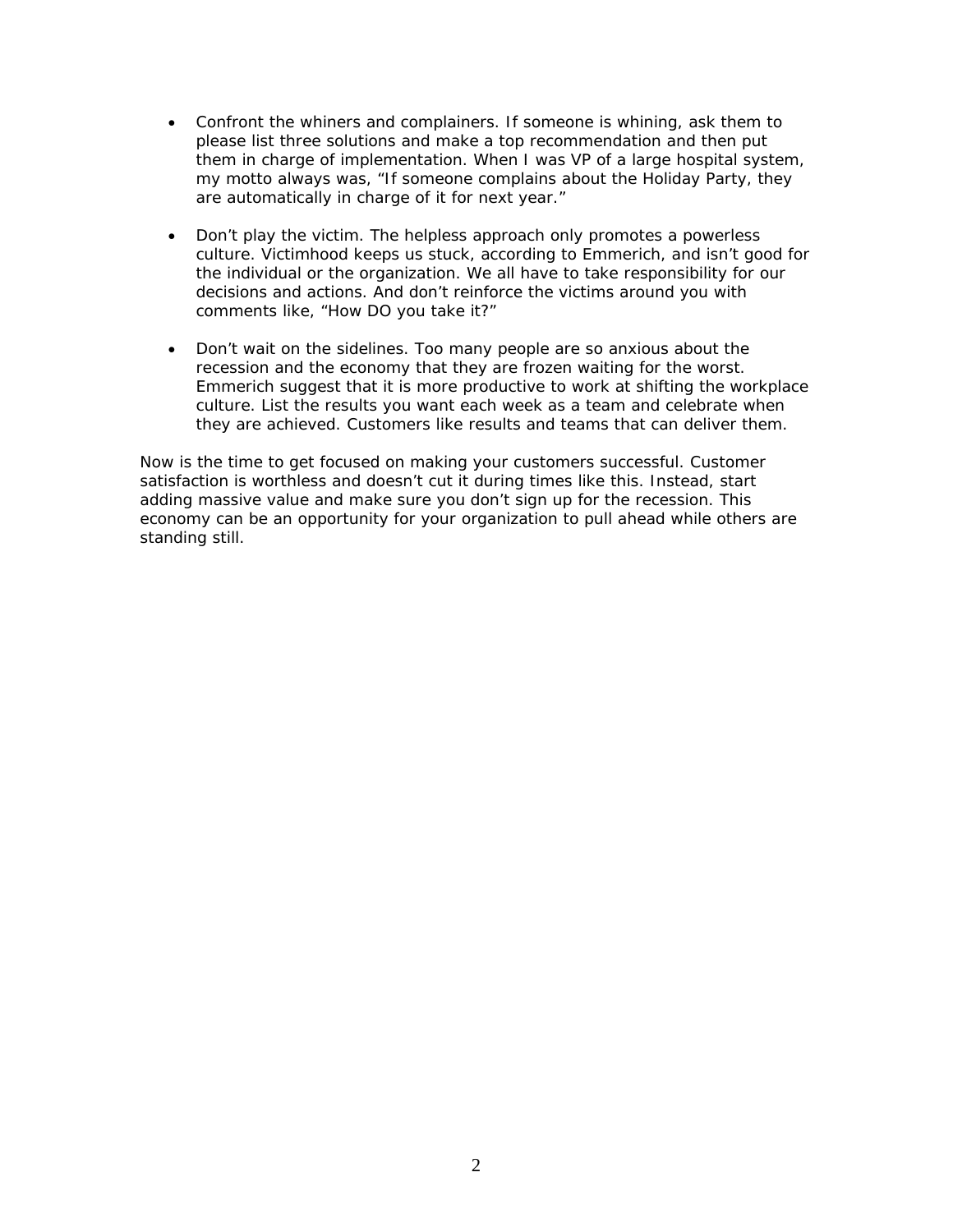- Confront the whiners and complainers. If someone is whining, ask them to please list three solutions and make a top recommendation and then put them in charge of implementation. When I was VP of a large hospital system, my motto always was, "If someone complains about the Holiday Party, they are automatically in charge of it for next year."

- Don't play the victim. The helpless approach only promotes a powerless culture. Victimhood keeps us stuck, according to Emmerich, and isn't good for the individual or the organization. We all have to take responsibility for our decisions and actions. And don't reinforce the victims around you with comments like, "How DO you take it?"

- Don't wait on the sidelines. Too many people are so anxious about the recession and the economy that they are frozen waiting for the worst. Emmerich suggest that it is more productive to work at shifting the workplace culture. List the results you want each week as a team and celebrate when they are achieved. Customers like results and teams that can deliver them.

Now is the time to get focused on making your customers successful. Customer satisfaction is worthless and doesn't cut it during times like this. Instead, start adding massive value and make sure you don't sign up for the recession. This economy can be an opportunity for your organization to pull ahead while others are standing still.